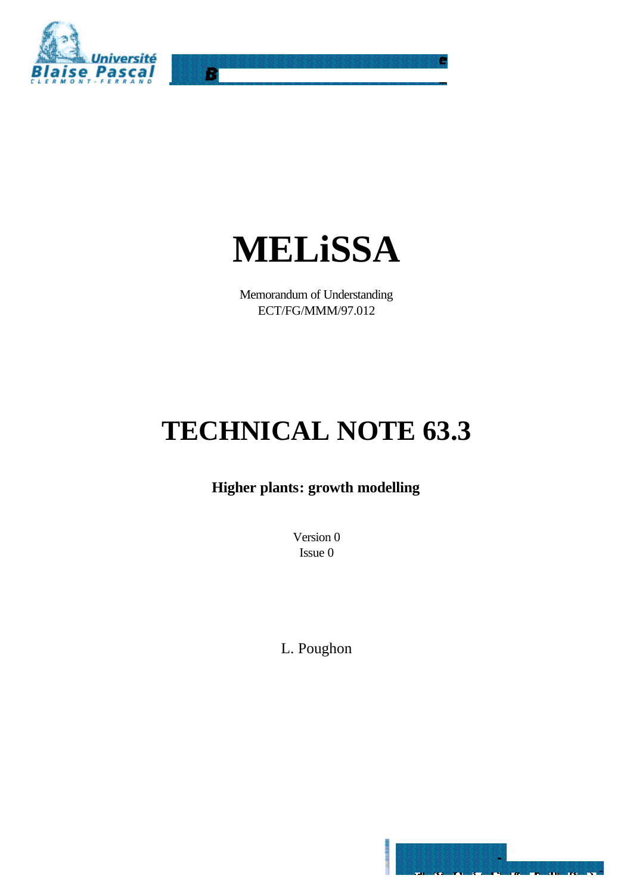# MELiSSA

Memorandum of Understanding
ECT/FG/MMM/97.012

# TECHNICAL NOTE 63.3

**Higher plants: growth modelling**

Version 0
Issue 0

L. Poughon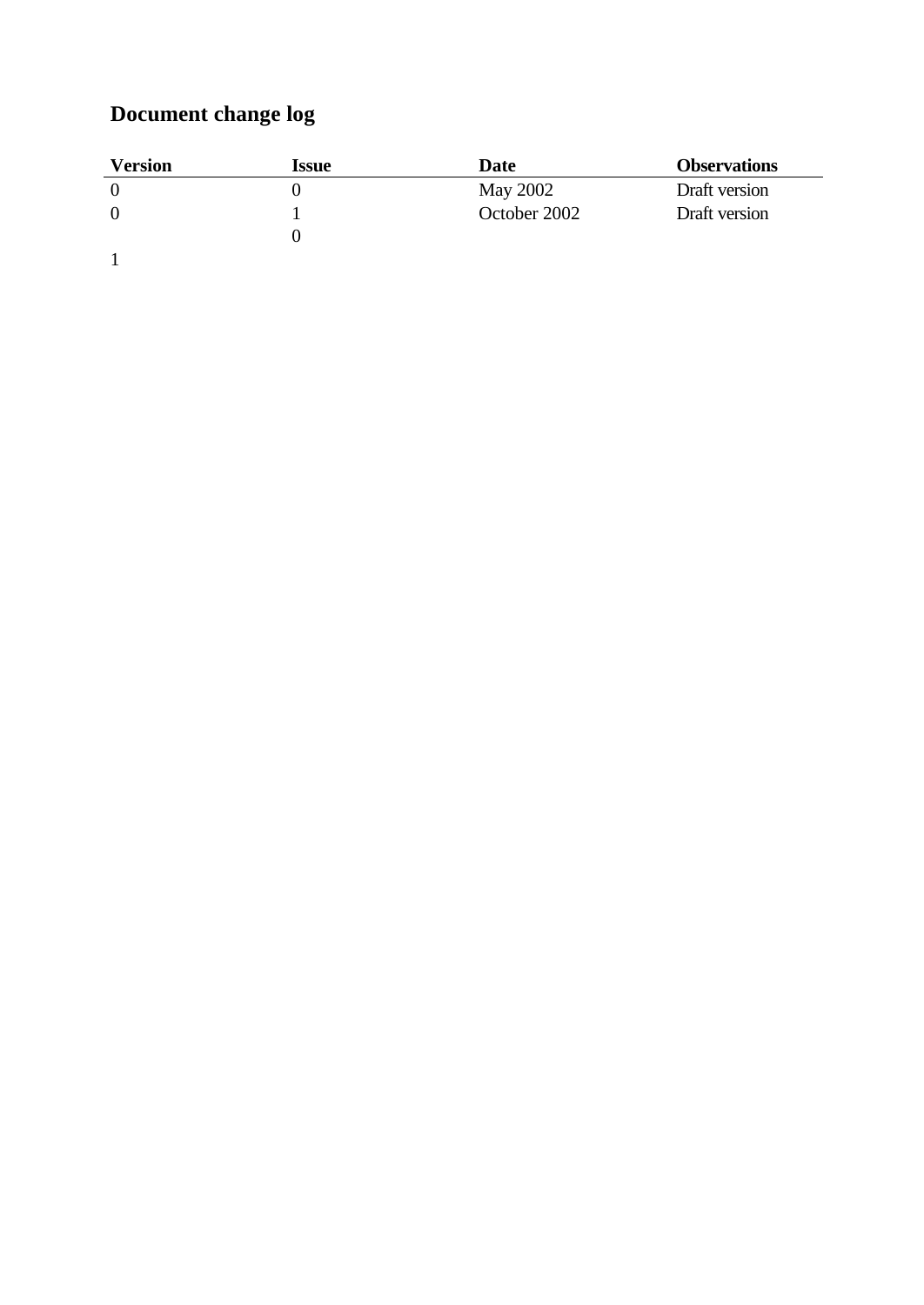# Document change log

| Version | Issue | Date | Observations |
| --- | --- | --- | --- |
| 0 | 0 | May 2002 | Draft version |
| 0 | 1 | October 2002 | Draft version |
| | 0 | | |
| 1 | | | |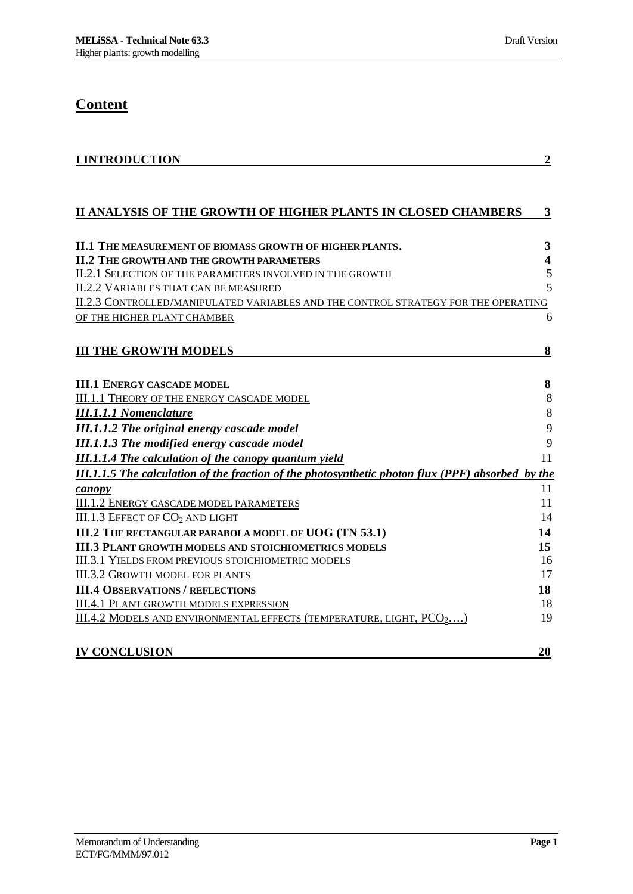# Content

| | |
|---|---|
| **I INTRODUCTION** | **2** |
| **II ANALYSIS OF THE GROWTH OF HIGHER PLANTS IN CLOSED CHAMBERS** | **3** |
| **II.1 THE MEASUREMENT OF BIOMASS GROWTH OF HIGHER PLANTS.** | **3** |
| **II.2 THE GROWTH AND THE GROWTH PARAMETERS** | **4** |
| II.2.1 SELECTION OF THE PARAMETERS INVOLVED IN THE GROWTH | 5 |
| II.2.2 VARIABLES THAT CAN BE MEASURED | 5 |
| II.2.3 CONTROLLED/MANIPULATED VARIABLES AND THE CONTROL STRATEGY FOR THE OPERATING OF THE HIGHER PLANT CHAMBER | 6 |
| **III THE GROWTH MODELS** | **8** |
| **III.1 ENERGY CASCADE MODEL** | **8** |
| III.1.1 THEORY OF THE ENERGY CASCADE MODEL | 8 |
| ***III.1.1.1 Nomenclature*** | 8 |
| ***III.1.1.2 The original energy cascade model*** | 9 |
| ***III.1.1.3 The modified energy cascade model*** | 9 |
| ***III.1.1.4 The calculation of the canopy quantum yield*** | 11 |
| ***III.1.1.5 The calculation of the fraction of the photosynthetic photon flux (PPF) absorbed by the canopy*** | 11 |
| III.1.2 ENERGY CASCADE MODEL PARAMETERS | 11 |
| III.1.3 EFFECT OF $CO_2$ AND LIGHT | 14 |
| **III.2 THE RECTANGULAR PARABOLA MODEL OF UOG (TN 53.1)** | **14** |
| **III.3 PLANT GROWTH MODELS AND STOICHIOMETRICS MODELS** | **15** |
| III.3.1 YIELDS FROM PREVIOUS STOICHIOMETRIC MODELS | 16 |
| III.3.2 GROWTH MODEL FOR PLANTS | 17 |
| **III.4 OBSERVATIONS / REFLECTIONS** | **18** |
| III.4.1 PLANT GROWTH MODELS EXPRESSION | 18 |
| III.4.2 MODELS AND ENVIRONMENTAL EFFECTS (TEMPERATURE, LIGHT, $PCO_2$....) | 19 |
| **IV CONCLUSION** | **20** |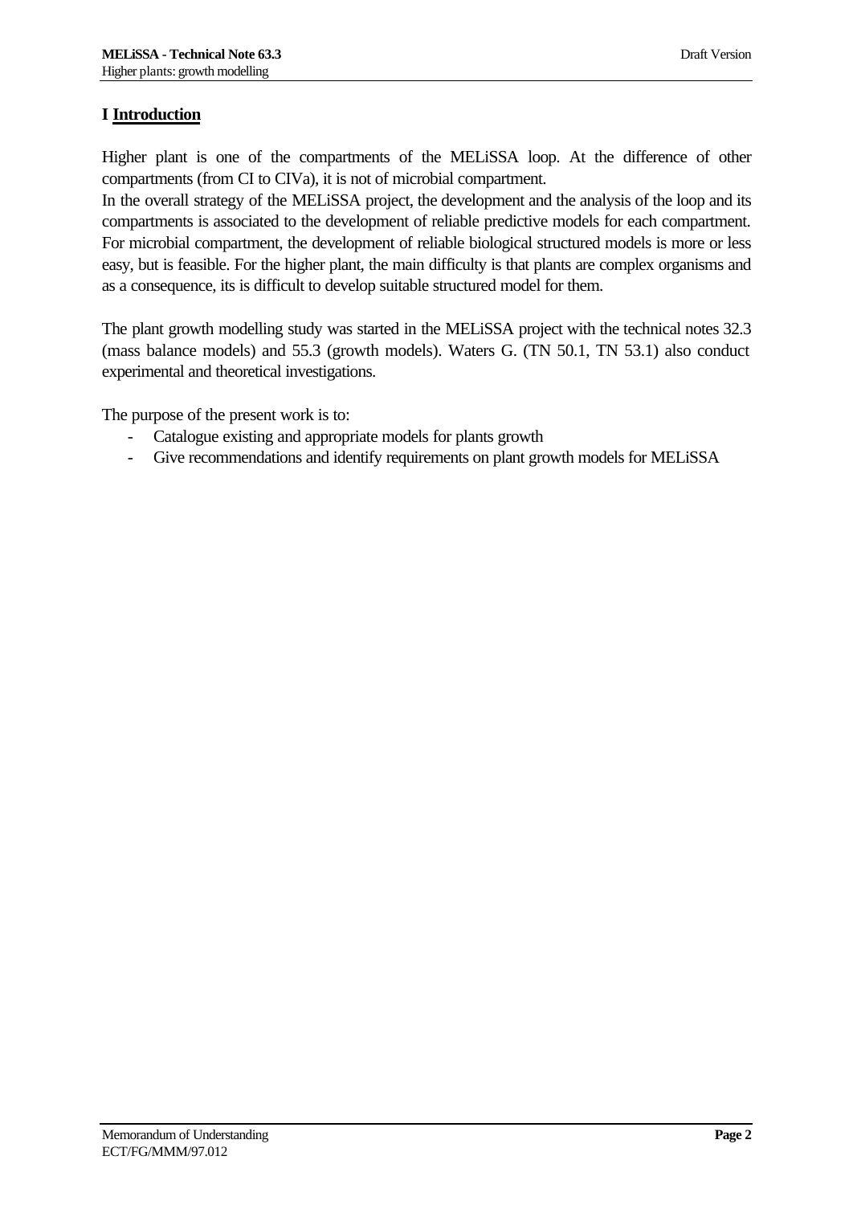# I Introduction

Higher plant is one of the compartments of the MELiSSA loop. At the difference of other compartments (from CI to CIVa), it is not of microbial compartment.

In the overall strategy of the MELiSSA project, the development and the analysis of the loop and its compartments is associated to the development of reliable predictive models for each compartment. For microbial compartment, the development of reliable biological structured models is more or less easy, but is feasible. For the higher plant, the main difficulty is that plants are complex organisms and as a consequence, its is difficult to develop suitable structured model for them.

The plant growth modelling study was started in the MELiSSA project with the technical notes 32.3 (mass balance models) and 55.3 (growth models). Waters G. (TN 50.1, TN 53.1) also conduct experimental and theoretical investigations.

The purpose of the present work is to:

- Catalogue existing and appropriate models for plants growth
- Give recommendations and identify requirements on plant growth models for MELiSSA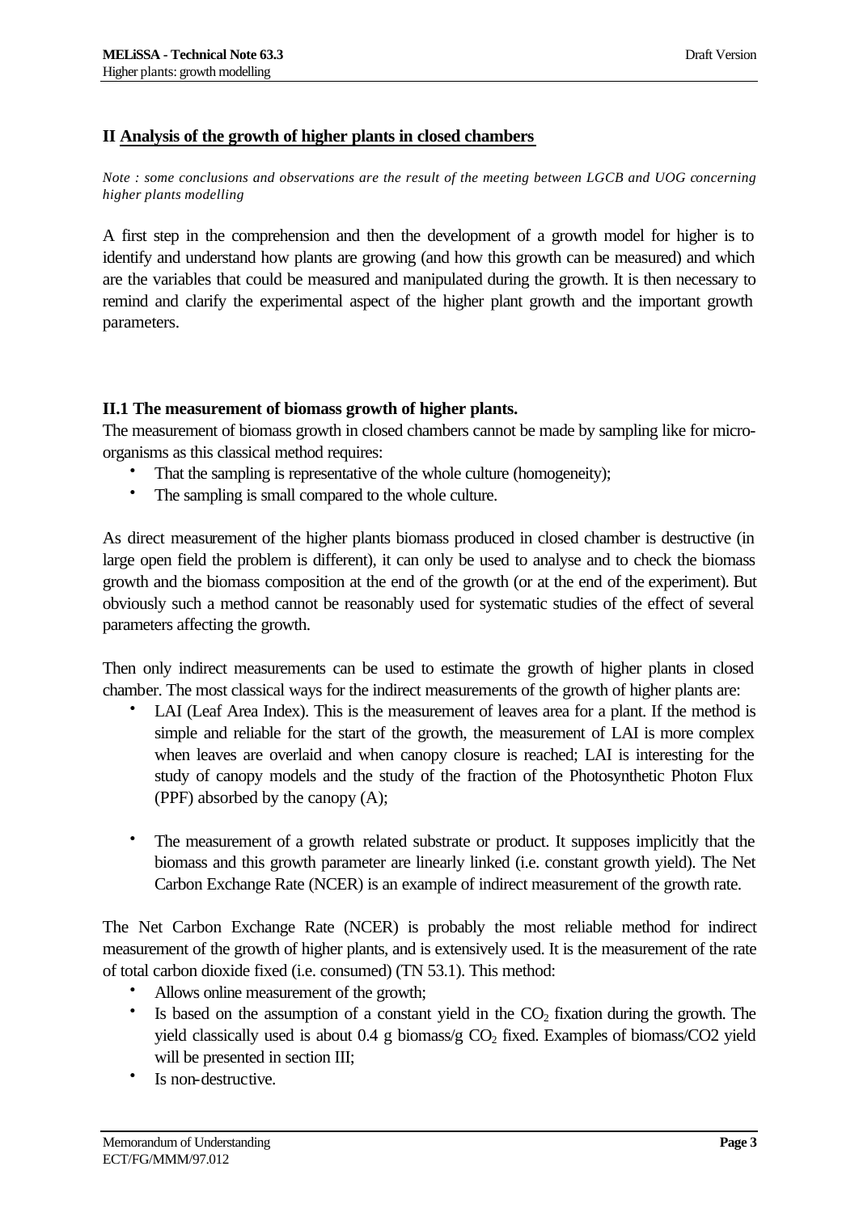## II Analysis of the growth of higher plants in closed chambers

*Note : some conclusions and observations are the result of the meeting between LGCB and UOG concerning higher plants modelling*

A first step in the comprehension and then the development of a growth model for higher is to identify and understand how plants are growing (and how this growth can be measured) and which are the variables that could be measured and manipulated during the growth. It is then necessary to remind and clarify the experimental aspect of the higher plant growth and the important growth parameters.

### II.1 The measurement of biomass growth of higher plants.

The measurement of biomass growth in closed chambers cannot be made by sampling like for micro-organisms as this classical method requires:

- That the sampling is representative of the whole culture (homogeneity);
- The sampling is small compared to the whole culture.

As direct measurement of the higher plants biomass produced in closed chamber is destructive (in large open field the problem is different), it can only be used to analyse and to check the biomass growth and the biomass composition at the end of the growth (or at the end of the experiment). But obviously such a method cannot be reasonably used for systematic studies of the effect of several parameters affecting the growth.

Then only indirect measurements can be used to estimate the growth of higher plants in closed chamber. The most classical ways for the indirect measurements of the growth of higher plants are:

- LAI (Leaf Area Index). This is the measurement of leaves area for a plant. If the method is simple and reliable for the start of the growth, the measurement of LAI is more complex when leaves are overlaid and when canopy closure is reached; LAI is interesting for the study of canopy models and the study of the fraction of the Photosynthetic Photon Flux (PPF) absorbed by the canopy (A);

- The measurement of a growth related substrate or product. It supposes implicitly that the biomass and this growth parameter are linearly linked (i.e. constant growth yield). The Net Carbon Exchange Rate (NCER) is an example of indirect measurement of the growth rate.

The Net Carbon Exchange Rate (NCER) is probably the most reliable method for indirect measurement of the growth of higher plants, and is extensively used. It is the measurement of the rate of total carbon dioxide fixed (i.e. consumed) (TN 53.1). This method:

- Allows online measurement of the growth;
- Is based on the assumption of a constant yield in the $CO_2$ fixation during the growth. The yield classically used is about 0.4 g biomass/g $CO_2$ fixed. Examples of biomass/CO2 yield will be presented in section III;
- Is non-destructive.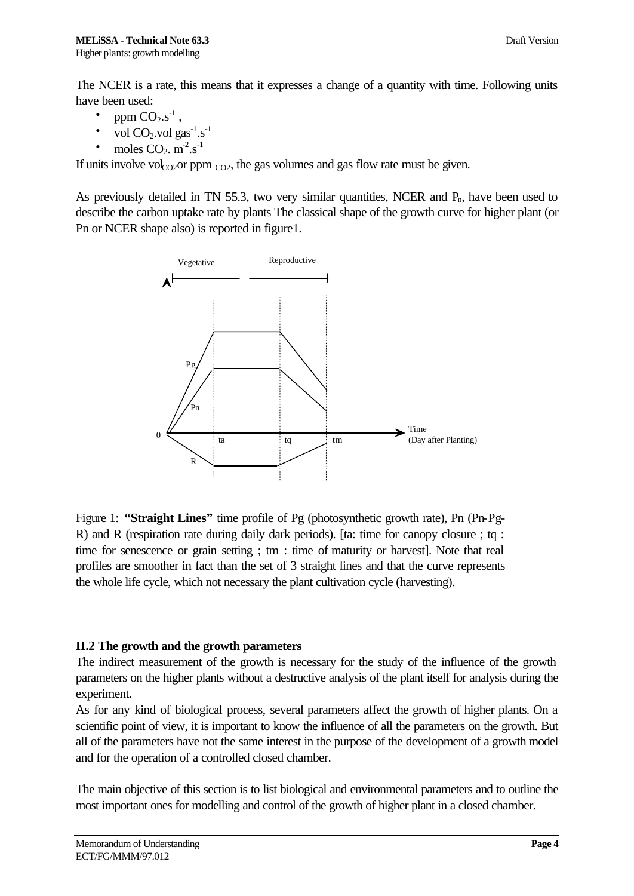The NCER is a rate, this means that it expresses a change of a quantity with time. Following units have been used:

- ppm $CO_2.s^{-1}$ ,
- vol $CO_2$.vol $gas^{-1}.s^{-1}$
- moles $CO_2$. $m^{-2}.s^{-1}$

If units involve $vol_{CO2}$ or ppm $_{CO2}$, the gas volumes and gas flow rate must be given.

As previously detailed in TN 55.3, two very similar quantities, NCER and $P_n$, have been used to describe the carbon uptake rate by plants The classical shape of the growth curve for higher plant (or Pn or NCER shape also) is reported in figure1.

Figure 1: **"Straight Lines"** time profile of Pg (photosynthetic growth rate), Pn (Pn-Pg-R) and R (respiration rate during daily dark periods). [ta: time for canopy closure ; tq : time for senescence or grain setting ; tm : time of maturity or harvest]. Note that real profiles are smoother in fact than the set of 3 straight lines and that the curve represents the whole life cycle, which not necessary the plant cultivation cycle (harvesting).

### II.2 The growth and the growth parameters

The indirect measurement of the growth is necessary for the study of the influence of the growth parameters on the higher plants without a destructive analysis of the plant itself for analysis during the experiment.

As for any kind of biological process, several parameters affect the growth of higher plants. On a scientific point of view, it is important to know the influence of all the parameters on the growth. But all of the parameters have not the same interest in the purpose of the development of a growth model and for the operation of a controlled closed chamber.

The main objective of this section is to list biological and environmental parameters and to outline the most important ones for modelling and control of the growth of higher plant in a closed chamber.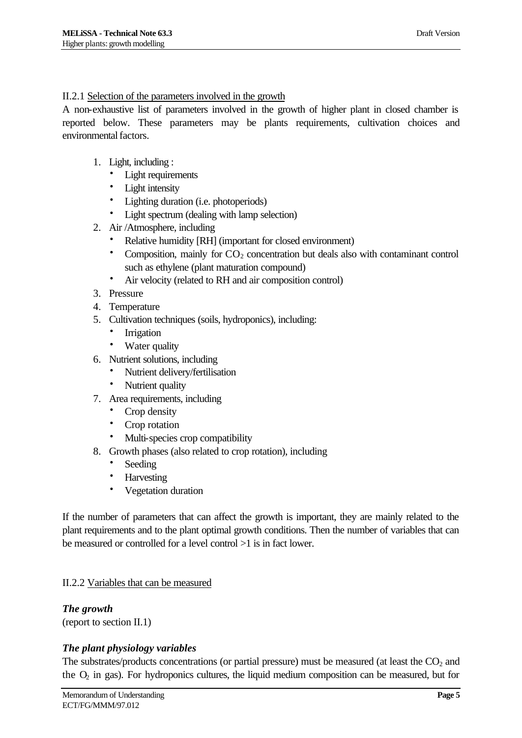II.2.1 Selection of the parameters involved in the growth

A non-exhaustive list of parameters involved in the growth of higher plant in closed chamber is reported below. These parameters may be plants requirements, cultivation choices and environmental factors.

1. Light, including :
   - Light requirements
   - Light intensity
   - Lighting duration (i.e. photoperiods)
   - Light spectrum (dealing with lamp selection)
2. Air /Atmosphere, including
   - Relative humidity [RH] (important for closed environment)
   - Composition, mainly for $CO_2$ concentration but deals also with contaminant control such as ethylene (plant maturation compound)
   - Air velocity (related to RH and air composition control)
3. Pressure
4. Temperature
5. Cultivation techniques (soils, hydroponics), including:
   - Irrigation
   - Water quality
6. Nutrient solutions, including
   - Nutrient delivery/fertilisation
   - Nutrient quality
7. Area requirements, including
   - Crop density
   - Crop rotation
   - Multi-species crop compatibility
8. Growth phases (also related to crop rotation), including
   - Seeding
   - Harvesting
   - Vegetation duration

If the number of parameters that can affect the growth is important, they are mainly related to the plant requirements and to the plant optimal growth conditions. Then the number of variables that can be measured or controlled for a level control >1 is in fact lower.

II.2.2 Variables that can be measured

***The growth***

(report to section II.1)

***The plant physiology variables***

The substrates/products concentrations (or partial pressure) must be measured (at least the $CO_2$ and the $O_2$ in gas). For hydroponics cultures, the liquid medium composition can be measured, but for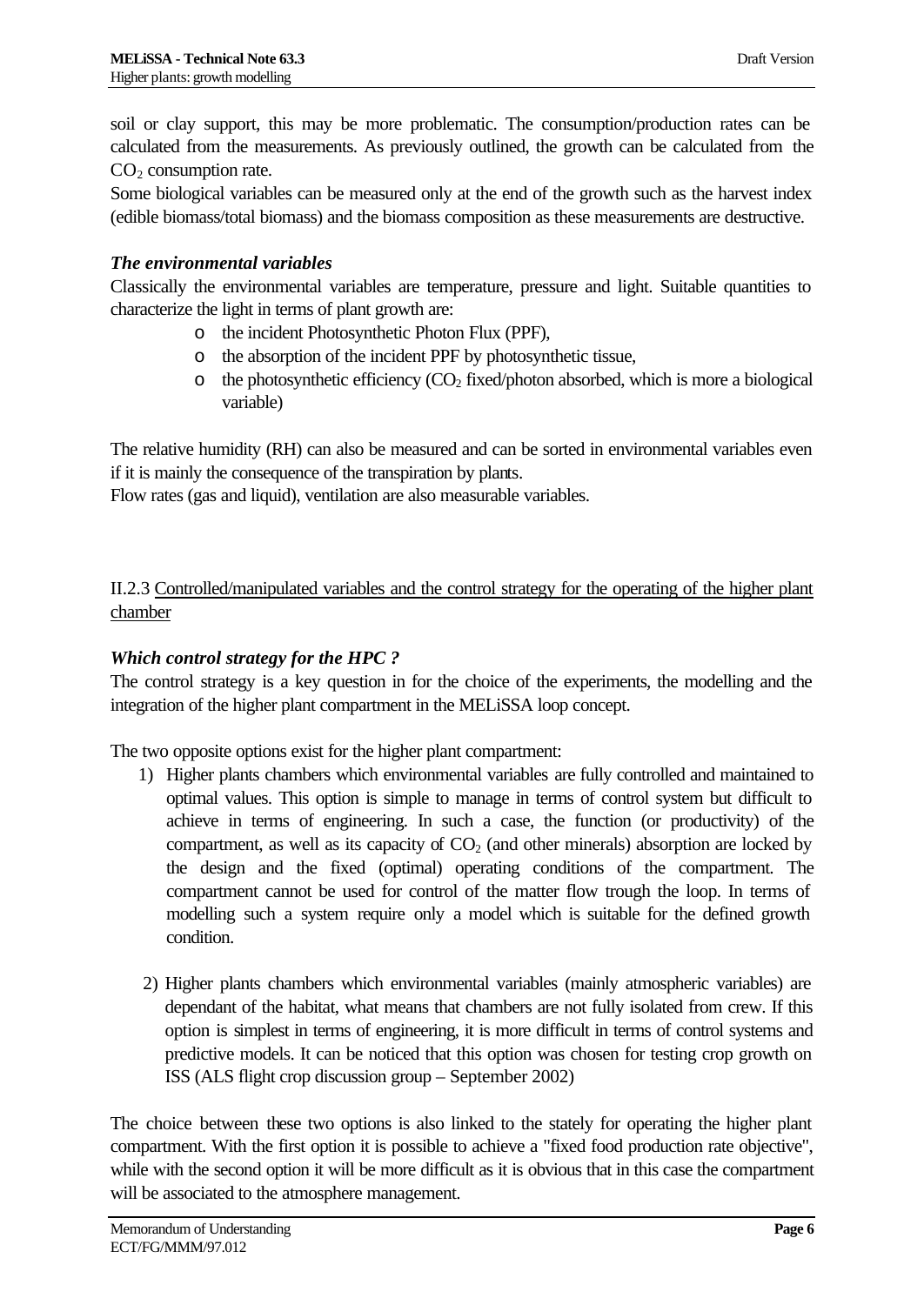soil or clay support, this may be more problematic. The consumption/production rates can be calculated from the measurements. As previously outlined, the growth can be calculated from the $CO_2$ consumption rate.

Some biological variables can be measured only at the end of the growth such as the harvest index (edible biomass/total biomass) and the biomass composition as these measurements are destructive.

### *The environmental variables*

Classically the environmental variables are temperature, pressure and light. Suitable quantities to characterize the light in terms of plant growth are:

- the incident Photosynthetic Photon Flux (PPF),
- the absorption of the incident PPF by photosynthetic tissue,
- the photosynthetic efficiency ($CO_2$ fixed/photon absorbed, which is more a biological variable)

The relative humidity (RH) can also be measured and can be sorted in environmental variables even if it is mainly the consequence of the transpiration by plants.

Flow rates (gas and liquid), ventilation are also measurable variables.

## II.2.3 Controlled/manipulated variables and the control strategy for the operating of the higher plant chamber

### *Which control strategy for the HPC ?*

The control strategy is a key question in for the choice of the experiments, the modelling and the integration of the higher plant compartment in the MELiSSA loop concept.

The two opposite options exist for the higher plant compartment:

1) Higher plants chambers which environmental variables are fully controlled and maintained to optimal values. This option is simple to manage in terms of control system but difficult to achieve in terms of engineering. In such a case, the function (or productivity) of the compartment, as well as its capacity of $CO_2$ (and other minerals) absorption are locked by the design and the fixed (optimal) operating conditions of the compartment. The compartment cannot be used for control of the matter flow trough the loop. In terms of modelling such a system require only a model which is suitable for the defined growth condition.

2) Higher plants chambers which environmental variables (mainly atmospheric variables) are dependant of the habitat, what means that chambers are not fully isolated from crew. If this option is simplest in terms of engineering, it is more difficult in terms of control systems and predictive models. It can be noticed that this option was chosen for testing crop growth on ISS (ALS flight crop discussion group – September 2002)

The choice between these two options is also linked to the stately for operating the higher plant compartment. With the first option it is possible to achieve a "fixed food production rate objective", while with the second option it will be more difficult as it is obvious that in this case the compartment will be associated to the atmosphere management.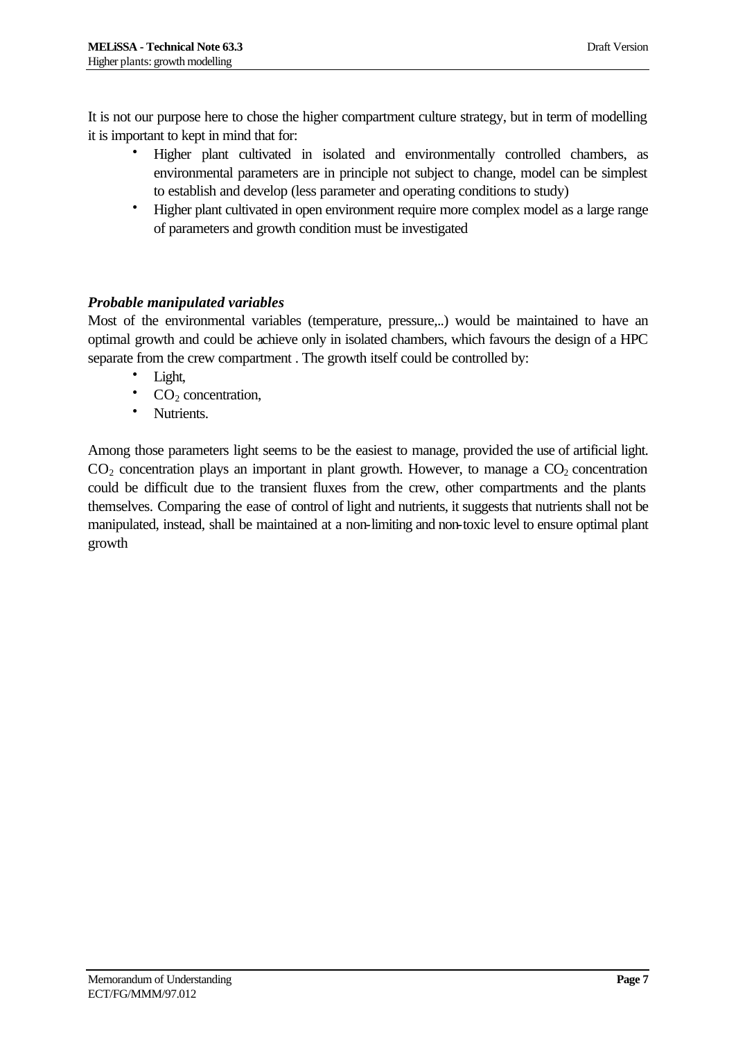It is not our purpose here to chose the higher compartment culture strategy, but in term of modelling it is important to kept in mind that for:

- Higher plant cultivated in isolated and environmentally controlled chambers, as environmental parameters are in principle not subject to change, model can be simplest to establish and develop (less parameter and operating conditions to study)
- Higher plant cultivated in open environment require more complex model as a large range of parameters and growth condition must be investigated

***Probable manipulated variables***

Most of the environmental variables (temperature, pressure,..) would be maintained to have an optimal growth and could be achieve only in isolated chambers, which favours the design of a HPC separate from the crew compartment . The growth itself could be controlled by:

- Light,
- $CO_2$ concentration,
- Nutrients.

Among those parameters light seems to be the easiest to manage, provided the use of artificial light. $CO_2$ concentration plays an important in plant growth. However, to manage a $CO_2$ concentration could be difficult due to the transient fluxes from the crew, other compartments and the plants themselves. Comparing the ease of control of light and nutrients, it suggests that nutrients shall not be manipulated, instead, shall be maintained at a non-limiting and non-toxic level to ensure optimal plant growth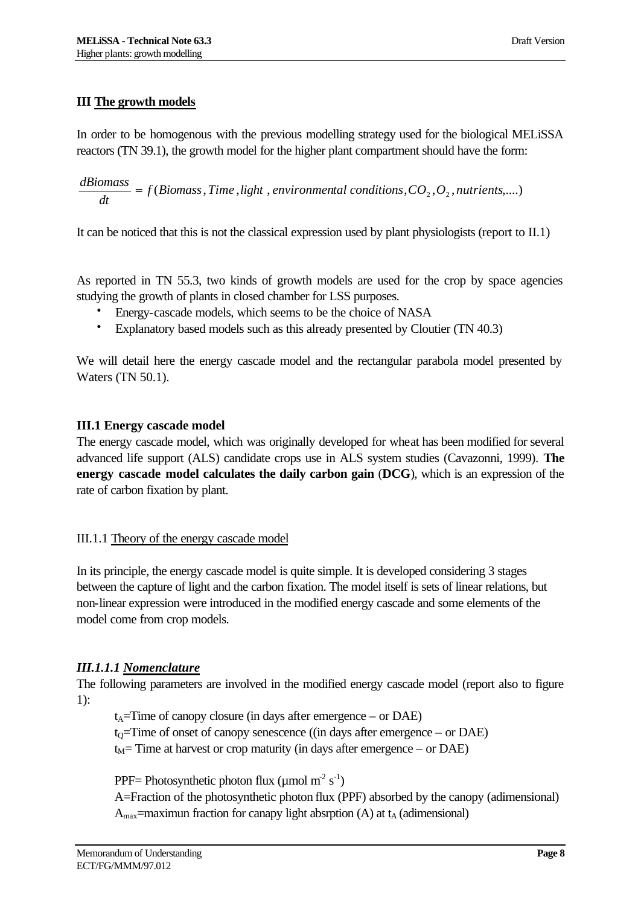## III The growth models

In order to be homogenous with the previous modelling strategy used for the biological MELiSSA reactors (TN 39.1), the growth model for the higher plant compartment should have the form:

$$\frac{dBiomass}{dt} = f(Biomass, Time, light\ , environmental\ conditions, CO_2, O_2, nutrients,....)$$

It can be noticed that this is not the classical expression used by plant physiologists (report to II.1)

As reported in TN 55.3, two kinds of growth models are used for the crop by space agencies studying the growth of plants in closed chamber for LSS purposes.

- Energy-cascade models, which seems to be the choice of NASA
- Explanatory based models such as this already presented by Cloutier (TN 40.3)

We will detail here the energy cascade model and the rectangular parabola model presented by Waters (TN 50.1).

### III.1 Energy cascade model

The energy cascade model, which was originally developed for wheat has been modified for several advanced life support (ALS) candidate crops use in ALS system studies (Cavazonni, 1999). **The energy cascade model calculates the daily carbon gain** (**DCG**), which is an expression of the rate of carbon fixation by plant.

III.1.1 Theory of the energy cascade model

In its principle, the energy cascade model is quite simple. It is developed considering 3 stages between the capture of light and the carbon fixation. The model itself is sets of linear relations, but non-linear expression were introduced in the modified energy cascade and some elements of the model come from crop models.

#### *III.1.1.1 Nomenclature*

The following parameters are involved in the modified energy cascade model (report also to figure 1):

$t_A$=Time of canopy closure (in days after emergence – or DAE)
$t_Q$=Time of onset of canopy senescence ((in days after emergence – or DAE)
$t_M$= Time at harvest or crop maturity (in days after emergence – or DAE)

PPF= Photosynthetic photon flux (µmol $m^{-2}$ $s^{-1}$)
A=Fraction of the photosynthetic photon flux (PPF) absorbed by the canopy (adimensional)
$A_{max}$=maximun fraction for canapy light absrption (A) at $t_A$ (adimensional)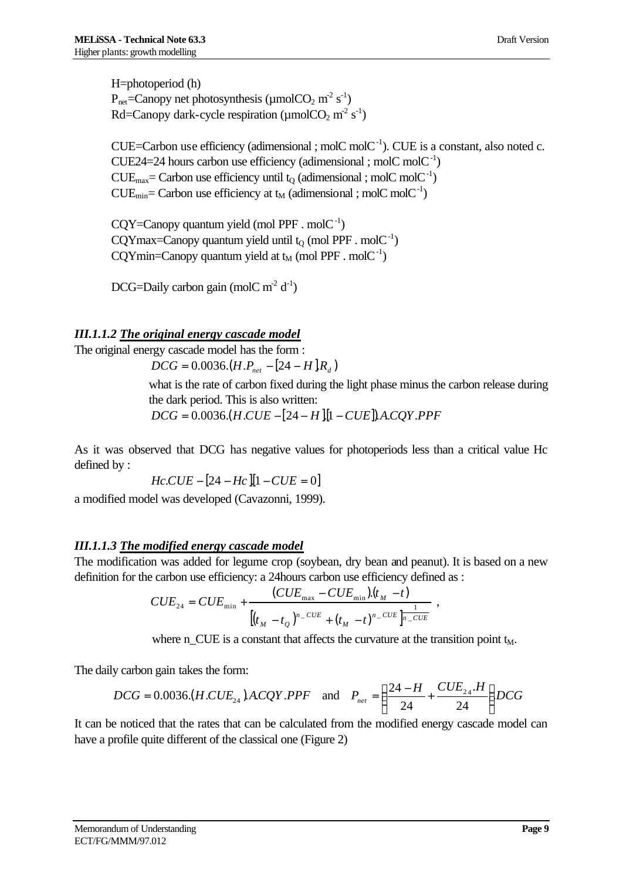H=photoperiod (h)
$P_{net}$=Canopy net photosynthesis (µmol$CO_2$ $m^{-2}$ $s^{-1}$)
Rd=Canopy dark-cycle respiration (µmol$CO_2$ $m^{-2}$ $s^{-1}$)

CUE=Carbon use efficiency (adimensional ; molC $molC^{-1}$). CUE is a constant, also noted c.
CUE24=24 hours carbon use efficiency (adimensional ; molC $molC^{-1}$)
$CUE_{max}$= Carbon use efficiency until $t_Q$ (adimensional ; molC $molC^{-1}$)
$CUE_{min}$= Carbon use efficiency at $t_M$ (adimensional ; molC $molC^{-1}$)

CQY=Canopy quantum yield (mol PPF . $molC^{-1}$)
CQYmax=Canopy quantum yield until $t_Q$ (mol PPF . $molC^{-1}$)
CQYmin=Canopy quantum yield at $t_M$ (mol PPF . $molC^{-1}$)

DCG=Daily carbon gain (molC $m^{-2}$ $d^{-1}$)

### *III.1.1.2 The original energy cascade model*

The original energy cascade model has the form :

$$DCG = 0.0036.(H.P_{net} - [24 - H].R_d)$$

what is the rate of carbon fixed during the light phase minus the carbon release during the dark period. This is also written:

$$DCG = 0.0036.(H.CUE - [24 - H].[1 - CUE]).A.CQY.PPF$$

As it was observed that DCG has negative values for photoperiods less than a critical value Hc defined by :

$$Hc.CUE - [24 - Hc].[1 - CUE = 0]$$

a modified model was developed (Cavazonni, 1999).

### *III.1.1.3 The modified energy cascade model*

The modification was added for legume crop (soybean, dry bean and peanut). It is based on a new definition for the carbon use efficiency: a 24hours carbon use efficiency defined as :

$$CUE_{24} = CUE_{min} + \frac{(CUE_{max} - CUE_{min}).(t_M - t)}{\left[(t_M - t_Q)^{n\_CUE} + (t_M - t)^{n\_CUE}\right]^{\frac{1}{n\_CUE}}} ,$$

where n_CUE is a constant that affects the curvature at the transition point $t_M$.

The daily carbon gain takes the form:

$$DCG = 0.0036.(H.CUE_{24}).A.CQY.PPF \quad \text{and} \quad P_{net} = \left(\frac{24 - H}{24} + \frac{CUE_{24}.H}{24}\right)DCG$$

It can be noticed that the rates that can be calculated from the modified energy cascade model can have a profile quite different of the classical one (Figure 2)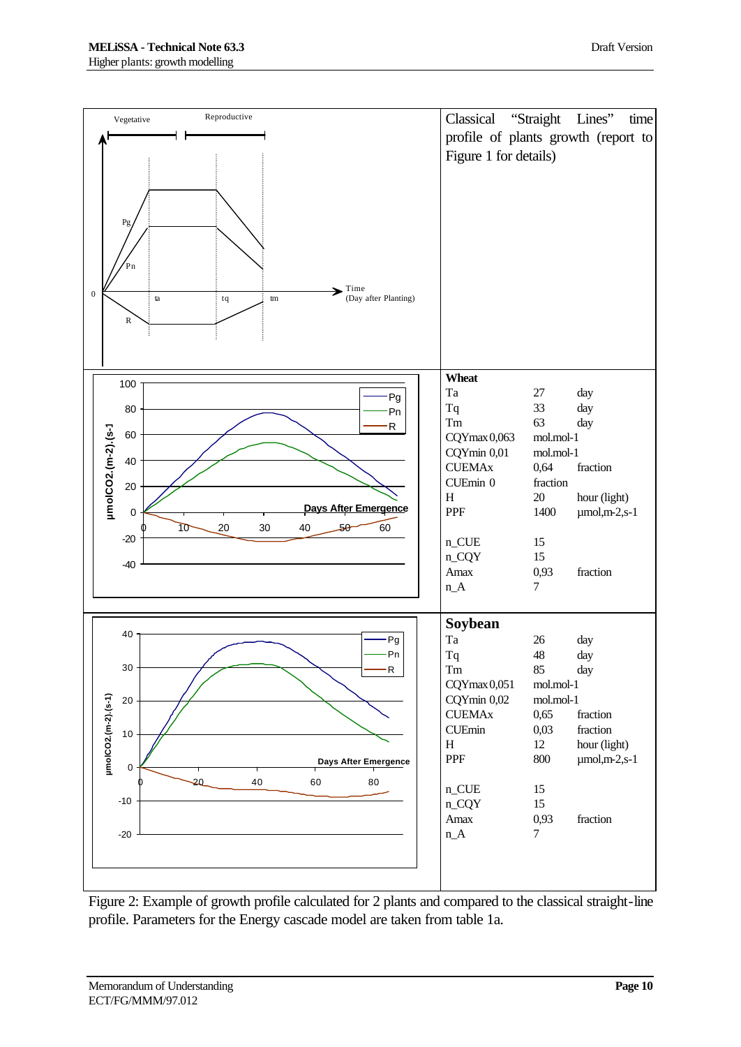| | |
|---|---|
| | Classical "Straight Lines" time profile of plants growth (report to Figure 1 for details) |

**Wheat**

| | | |
|---|---|---|
| Ta | 27 | day |
| Tq | 33 | day |
| Tm | 63 | day |
| CQYmax | 0,063 | mol.mol-1 |
| CQYmin | 0,01 | mol.mol-1 |
| CUEMAx | 0,64 | fraction |
| CUEmin | 0 | fraction |
| H | 20 | hour (light) |
| PPF | 1400 | µmol,m-2,s-1 |
| n_CUE | 15 | |
| n_CQY | 15 | |
| Amax | 0,93 | fraction |
| n_A | 7 | |

**Soybean**

| | | |
|---|---|---|
| Ta | 26 | day |
| Tq | 48 | day |
| Tm | 85 | day |
| CQYmax | 0,051 | mol.mol-1 |
| CQYmin | 0,02 | mol.mol-1 |
| CUEMAx | 0,65 | fraction |
| CUEmin | 0,03 | fraction |
| H | 12 | hour (light) |
| PPF | 800 | µmol,m-2,s-1 |
| n_CUE | 15 | |
| n_CQY | 15 | |
| Amax | 0,93 | fraction |
| n_A | 7 | |

Figure 2: Example of growth profile calculated for 2 plants and compared to the classical straight-line profile. Parameters for the Energy cascade model are taken from table 1a.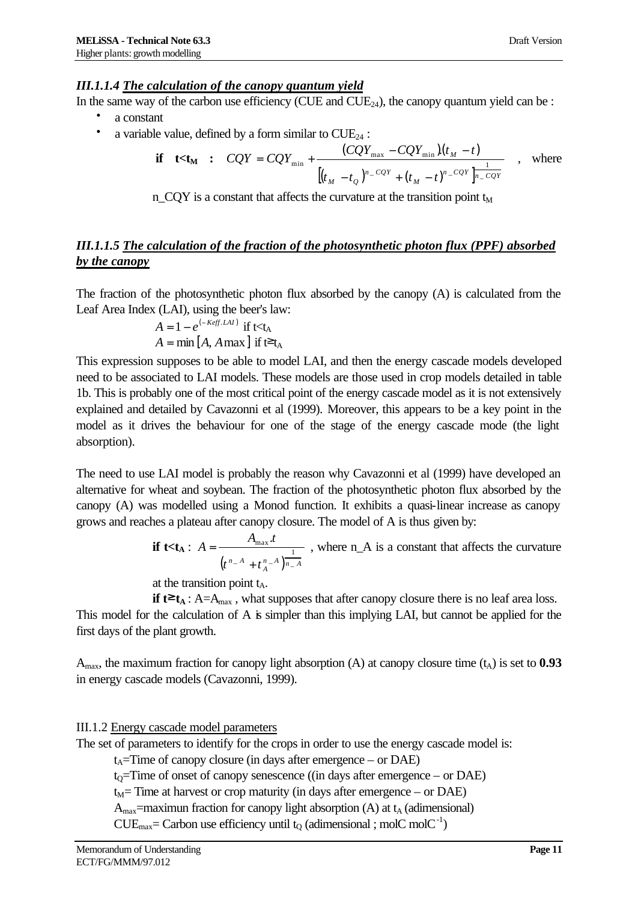### *III.1.1.4 The calculation of the canopy quantum yield*

In the same way of the carbon use efficiency (CUE and $CUE_{24}$), the canopy quantum yield can be :

- a constant
- a variable value, defined by a form similar to $CUE_{24}$ :

$$\textbf{if}\quad \mathbf{t<t_M}\quad : \quad CQY = CQY_{min} + \frac{(CQY_{max} - CQY_{min}).(t_M - t)}{\left[(t_M - t_Q)^{n\_CQY} + (t_M - t)^{n\_CQY}\right]^{\frac{1}{n\_CQY}}} \quad , \text{ where}$$

n_CQY is a constant that affects the curvature at the transition point $t_M$

### *III.1.1.5 The calculation of the fraction of the photosynthetic photon flux (PPF) absorbed by the canopy*

The fraction of the photosynthetic photon flux absorbed by the canopy (A) is calculated from the Leaf Area Index (LAI), using the beer's law:

$$A = 1 - e^{(-Keff.LAI)} \text{ if } t<t_A$$

$$A = \min\left[A, A\max\right] \text{ if } t \geq t_A$$

This expression supposes to be able to model LAI, and then the energy cascade models developed need to be associated to LAI models. These models are those used in crop models detailed in table 1b. This is probably one of the most critical point of the energy cascade model as it is not extensively explained and detailed by Cavazonni et al (1999). Moreover, this appears to be a key point in the model as it drives the behaviour for one of the stage of the energy cascade mode (the light absorption).

The need to use LAI model is probably the reason why Cavazonni et al (1999) have developed an alternative for wheat and soybean. The fraction of the photosynthetic photon flux absorbed by the canopy (A) was modelled using a Monod function. It exhibits a quasi-linear increase as canopy grows and reaches a plateau after canopy closure. The model of A is thus given by:

**if $\mathbf{t<t_A}$** : $A = \dfrac{A_{max}.t}{\left(t^{n\_A} + t_A^{n\_A}\right)^{\frac{1}{n\_A}}}$ , where n_A is a constant that affects the curvature at the transition point $t_A$.

**if $\mathbf{t \geq t_A}$** : $A=A_{max}$ , what supposes that after canopy closure there is no leaf area loss.

This model for the calculation of A is simpler than this implying LAI, but cannot be applied for the first days of the plant growth.

$A_{max}$, the maximum fraction for canopy light absorption (A) at canopy closure time ($t_A$) is set to **0.93** in energy cascade models (Cavazonni, 1999).

### III.1.2 Energy cascade model parameters

The set of parameters to identify for the crops in order to use the energy cascade model is:

$t_A$=Time of canopy closure (in days after emergence – or DAE)
$t_Q$=Time of onset of canopy senescence ((in days after emergence – or DAE)
$t_M$= Time at harvest or crop maturity (in days after emergence – or DAE)
$A_{max}$=maximun fraction for canopy light absorption (A) at $t_A$ (adimensional)
$CUE_{max}$= Carbon use efficiency until $t_Q$ (adimensional ; molC $molC^{-1}$)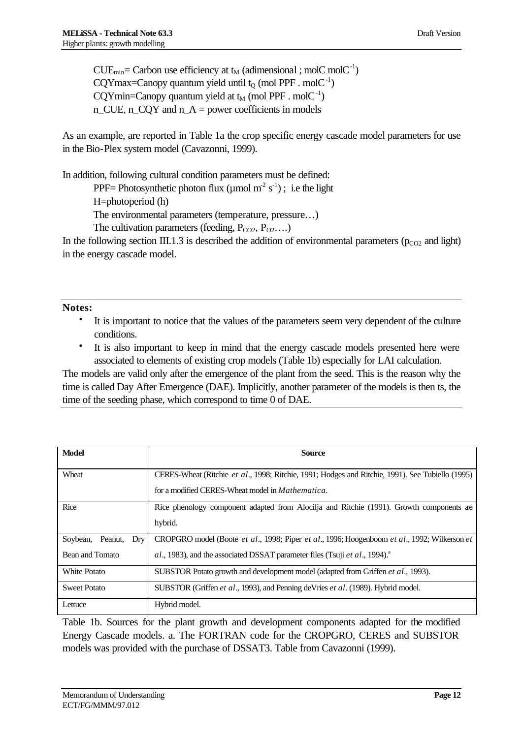$CUE_{min}$= Carbon use efficiency at $t_M$ (adimensional ; molC $molC^{-1}$)
CQYmax=Canopy quantum yield until $t_Q$ (mol PPF . $molC^{-1}$)
CQYmin=Canopy quantum yield at $t_M$ (mol PPF . $molC^{-1}$)
n_CUE, n_CQY and n_A = power coefficients in models

As an example, are reported in Table 1a the crop specific energy cascade model parameters for use in the Bio-Plex system model (Cavazonni, 1999).

In addition, following cultural condition parameters must be defined:
PPF= Photosynthetic photon flux (µmol $m^{-2}$ $s^{-1}$) ; i.e the light
H=photoperiod (h)
The environmental parameters (temperature, pressure…)
The cultivation parameters (feeding, $P_{CO2}$, $P_{O2}$….)

In the following section III.1.3 is described the addition of environmental parameters ($p_{CO2}$ and light) in the energy cascade model.

---

**Notes:**

- It is important to notice that the values of the parameters seem very dependent of the culture conditions.
- It is also important to keep in mind that the energy cascade models presented here were associated to elements of existing crop models (Table 1b) especially for LAI calculation.

The models are valid only after the emergence of the plant from the seed. This is the reason why the time is called Day After Emergence (DAE). Implicitly, another parameter of the models is then ts, the time of the seeding phase, which correspond to time 0 of DAE.

---

| Model | Source |
|---|---|
| Wheat | CERES-Wheat (Ritchie *et al*., 1998; Ritchie, 1991; Hodges and Ritchie, 1991). See Tubiello (1995) for a modified CERES-Wheat model in *Mathematica*. |
| Rice | Rice phenology component adapted from Alocilja and Ritchie (1991). Growth components are hybrid. |
| Soybean, Peanut, Dry Bean and Tomato | CROPGRO model (Boote *et al*., 1998; Piper *et al*., 1996; Hoogenboom *et al*., 1992; Wilkerson *et al*., 1983), and the associated DSSAT parameter files (Tsuji *et al*., 1994).[a] |
| White Potato | SUBSTOR Potato growth and development model (adapted from Griffen *et al*., 1993). |
| Sweet Potato | SUBSTOR (Griffen *et al*., 1993), and Penning deVries *et al*. (1989). Hybrid model. |
| Lettuce | Hybrid model. |

Table 1b. Sources for the plant growth and development components adapted for the modified Energy Cascade models. a. The FORTRAN code for the CROPGRO, CERES and SUBSTOR models was provided with the purchase of DSSAT3. Table from Cavazonni (1999).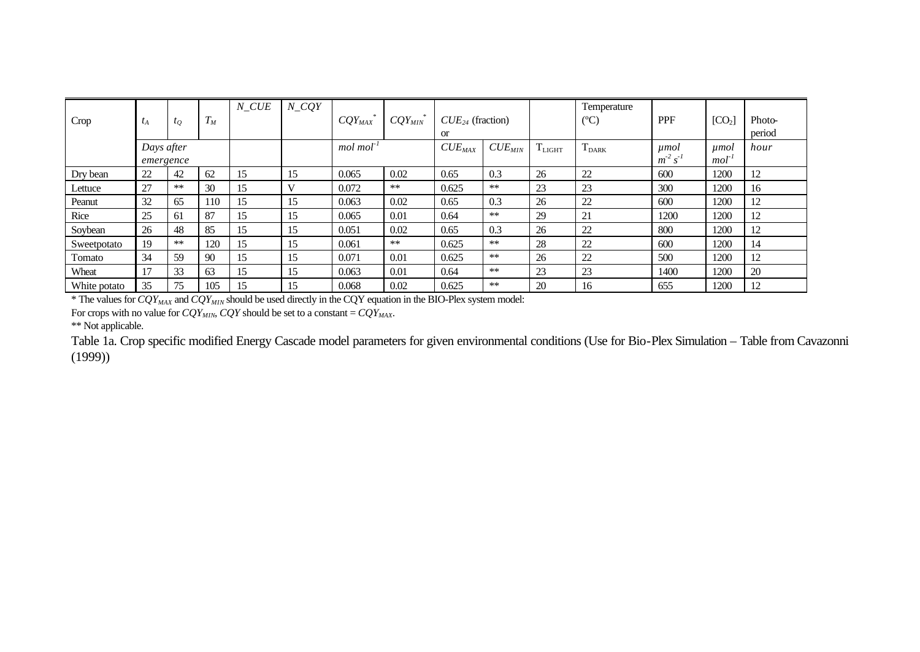| Crop | $t_A$ | $t_Q$ | $T_M$ | $N\_CUE$ | $N\_CQY$ | $CQY_{MAX}$* | $CQY_{MIN}$* | $CUE_{24}$ (fraction) or | | | Temperature (ºC) | PPF | [$CO_2$] | Photo-period |
|---|---|---|---|---|---|---|---|---|---|---|---|---|---|---|
| | *Days after emergence* | | | | | *mol mol*$^{-1}$ | | $CUE_{MAX}$ | $CUE_{MIN}$ | $T_{LIGHT}$ | $T_{DARK}$ | *µmol* $m^{-2}\,s^{-1}$ | *µmol* $mol^{-1}$ | *hour* |
| Dry bean | 22 | 42 | 62 | 15 | 15 | 0.065 | 0.02 | 0.65 | 0.3 | 26 | 22 | 600 | 1200 | 12 |
| Lettuce | 27 | ** | 30 | 15 | V | 0.072 | ** | 0.625 | ** | 23 | 23 | 300 | 1200 | 16 |
| Peanut | 32 | 65 | 110 | 15 | 15 | 0.063 | 0.02 | 0.65 | 0.3 | 26 | 22 | 600 | 1200 | 12 |
| Rice | 25 | 61 | 87 | 15 | 15 | 0.065 | 0.01 | 0.64 | ** | 29 | 21 | 1200 | 1200 | 12 |
| Soybean | 26 | 48 | 85 | 15 | 15 | 0.051 | 0.02 | 0.65 | 0.3 | 26 | 22 | 800 | 1200 | 12 |
| Sweetpotato | 19 | ** | 120 | 15 | 15 | 0.061 | ** | 0.625 | ** | 28 | 22 | 600 | 1200 | 14 |
| Tomato | 34 | 59 | 90 | 15 | 15 | 0.071 | 0.01 | 0.625 | ** | 26 | 22 | 500 | 1200 | 12 |
| Wheat | 17 | 33 | 63 | 15 | 15 | 0.063 | 0.01 | 0.64 | ** | 23 | 23 | 1400 | 1200 | 20 |
| White potato | 35 | 75 | 105 | 15 | 15 | 0.068 | 0.02 | 0.625 | ** | 20 | 16 | 655 | 1200 | 12 |

* The values for $CQY_{MAX}$ and $CQY_{MIN}$ should be used directly in the CQY equation in the BIO-Plex system model:
For crops with no value for $CQY_{MIN}$, $CQY$ should be set to a constant = $CQY_{MAX}$.
** Not applicable.

Table 1a. Crop specific modified Energy Cascade model parameters for given environmental conditions (Use for Bio-Plex Simulation – Table from Cavazonni (1999))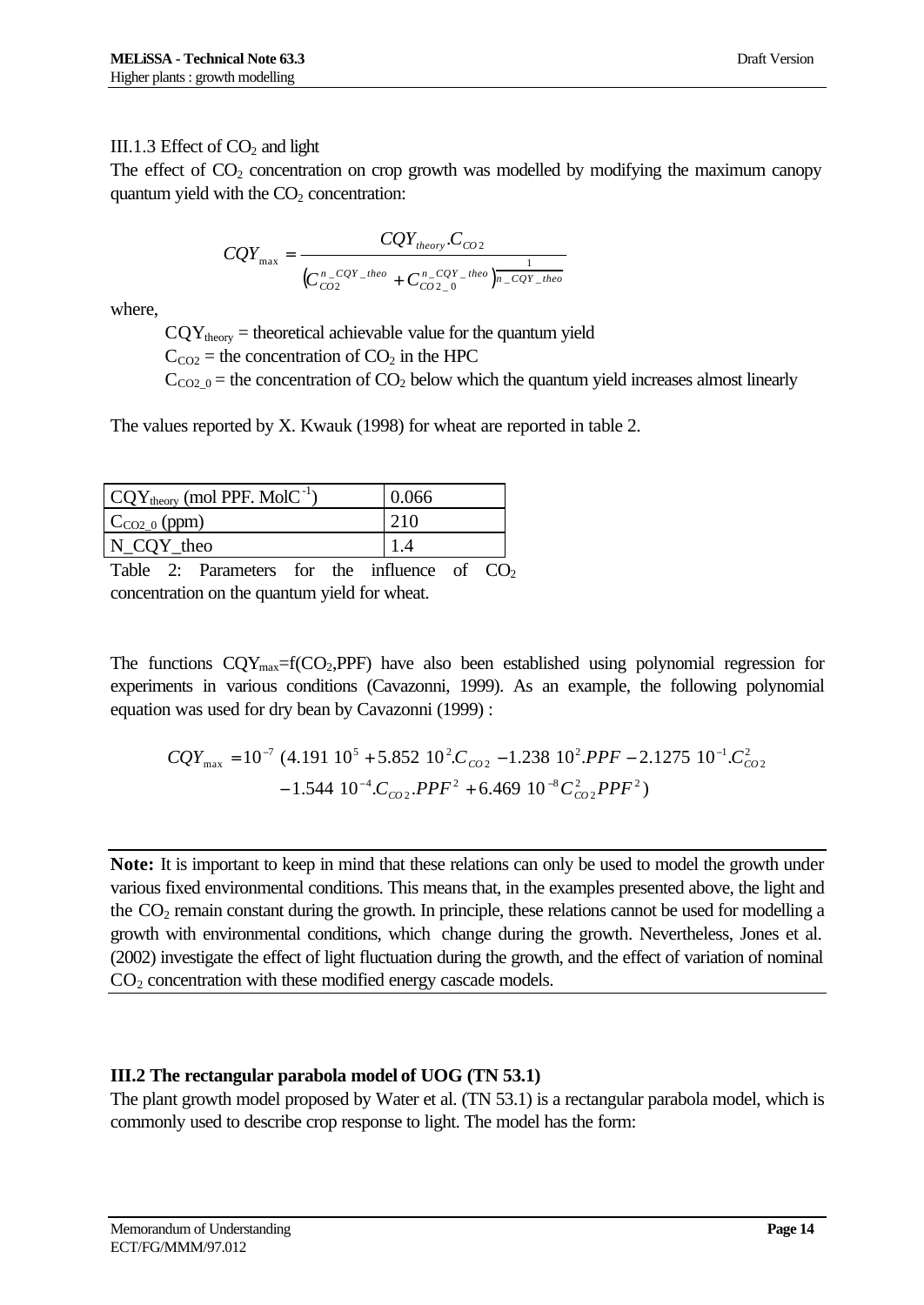III.1.3 Effect of $CO_2$ and light

The effect of $CO_2$ concentration on crop growth was modelled by modifying the maximum canopy quantum yield with the $CO_2$ concentration:

$$CQY_{\max} = \frac{CQY_{theory}.C_{CO2}}{\left(C_{CO2}^{n\_CQY\_theo} + C_{CO2\_0}^{n\_CQY\_theo}\right)^{\frac{1}{n\_CQY\_theo}}}$$

where,

$CQY_{theory}$ = theoretical achievable value for the quantum yield
$C_{CO2}$ = the concentration of $CO_2$ in the HPC
$C_{CO2\_0}$ = the concentration of $CO_2$ below which the quantum yield increases almost linearly

The values reported by X. Kwauk (1998) for wheat are reported in table 2.

| | |
|---|---|
| $CQY_{theory}$ (mol PPF. MolC$^{-1}$) | 0.066 |
| $C_{CO2\_0}$ (ppm) | 210 |
| N_CQY_theo | 1.4 |

Table 2: Parameters for the influence of $CO_2$ concentration on the quantum yield for wheat.

The functions $CQY_{max}$=f($CO_2$,PPF) have also been established using polynomial regression for experiments in various conditions (Cavazonni, 1999). As an example, the following polynomial equation was used for dry bean by Cavazonni (1999) :

$$CQY_{\max} = 10^{-7}\ (4.191\ 10^{5} + 5.852\ 10^{2}.C_{CO2} - 1.238\ 10^{2}.PPF - 2.1275\ 10^{-1}.C_{CO2}^{2} - 1.544\ 10^{-4}.C_{CO2}.PPF^{2} + 6.469\ 10^{-8}C_{CO2}^{2}PPF^{2})$$

**Note:** It is important to keep in mind that these relations can only be used to model the growth under various fixed environmental conditions. This means that, in the examples presented above, the light and the $CO_2$ remain constant during the growth. In principle, these relations cannot be used for modelling a growth with environmental conditions, which change during the growth. Nevertheless, Jones et al. (2002) investigate the effect of light fluctuation during the growth, and the effect of variation of nominal $CO_2$ concentration with these modified energy cascade models.

## III.2 The rectangular parabola model of UOG (TN 53.1)

The plant growth model proposed by Water et al. (TN 53.1) is a rectangular parabola model, which is commonly used to describe crop response to light. The model has the form: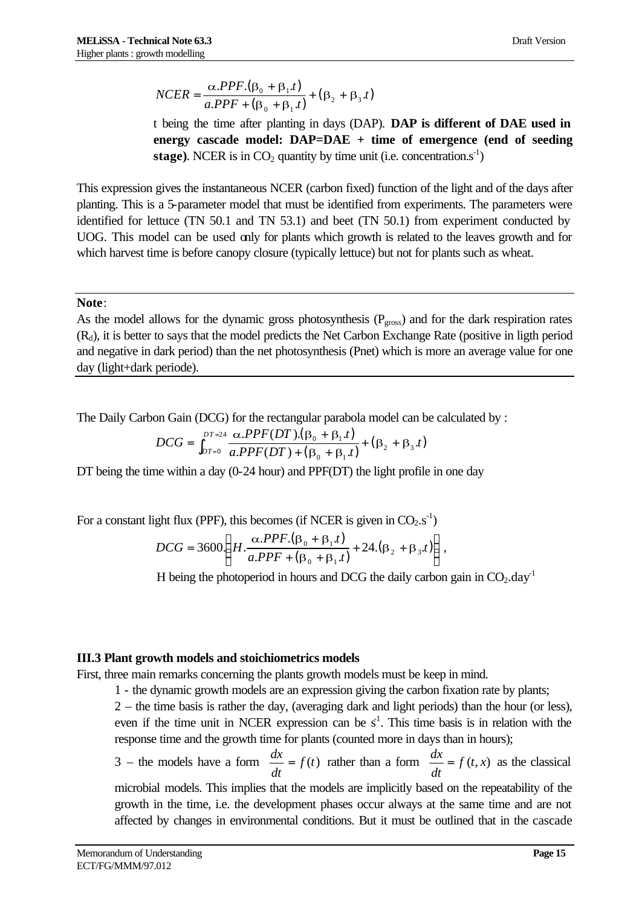$$NCER = \frac{\alpha . PPF . (\beta_0 + \beta_1 . t)}{a . PPF + (\beta_0 + \beta_1 . t)} + (\beta_2 + \beta_3 . t)$$

t being the time after planting in days (DAP). **DAP is different of DAE used in energy cascade model: DAP=DAE + time of emergence (end of seeding stage)**. NCER is in $CO_2$ quantity by time unit (i.e. concentration.$s^{-1}$)

This expression gives the instantaneous NCER (carbon fixed) function of the light and of the days after planting. This is a 5-parameter model that must be identified from experiments. The parameters were identified for lettuce (TN 50.1 and TN 53.1) and beet (TN 50.1) from experiment conducted by UOG. This model can be used only for plants which growth is related to the leaves growth and for which harvest time is before canopy closure (typically lettuce) but not for plants such as wheat.

---

**Note**:
As the model allows for the dynamic gross photosynthesis ($P_{gross}$) and for the dark respiration rates ($R_d$), it is better to says that the model predicts the Net Carbon Exchange Rate (positive in ligth period and negative in dark period) than the net photosynthesis (Pnet) which is more an average value for one day (light+dark periode).

---

The Daily Carbon Gain (DCG) for the rectangular parabola model can be calculated by :

$$DCG = \int_{DT=0}^{DT=24} \frac{\alpha . PPF(DT) . (\beta_0 + \beta_1 . t)}{a . PPF(DT) + (\beta_0 + \beta_1 . t)} + (\beta_2 + \beta_3 . t)$$

DT being the time within a day (0-24 hour) and PPF(DT) the light profile in one day

For a constant light flux (PPF), this becomes (if NCER is given in $CO_2.s^{-1}$)

$$DCG = 3600 . \left( H . \frac{\alpha . PPF . (\beta_0 + \beta_1 . t)}{a . PPF + (\beta_0 + \beta_1 . t)} + 24 . (\beta_2 + \beta_3 . t) \right),$$

H being the photoperiod in hours and DCG the daily carbon gain in $CO_2.day^{-1}$

### III.3 Plant growth models and stoichiometrics models

First, three main remarks concerning the plants growth models must be keep in mind.

1 - the dynamic growth models are an expression giving the carbon fixation rate by plants;

2 – the time basis is rather the day, (averaging dark and light periods) than the hour (or less), even if the time unit in NCER expression can be $s^{1}$. This time basis is in relation with the response time and the growth time for plants (counted more in days than in hours);

3 – the models have a form $\frac{dx}{dt} = f(t)$ rather than a form $\frac{dx}{dt} = f(t, x)$ as the classical microbial models. This implies that the models are implicitly based on the repeatability of the growth in the time, i.e. the development phases occur always at the same time and are not affected by changes in environmental conditions. But it must be outlined that in the cascade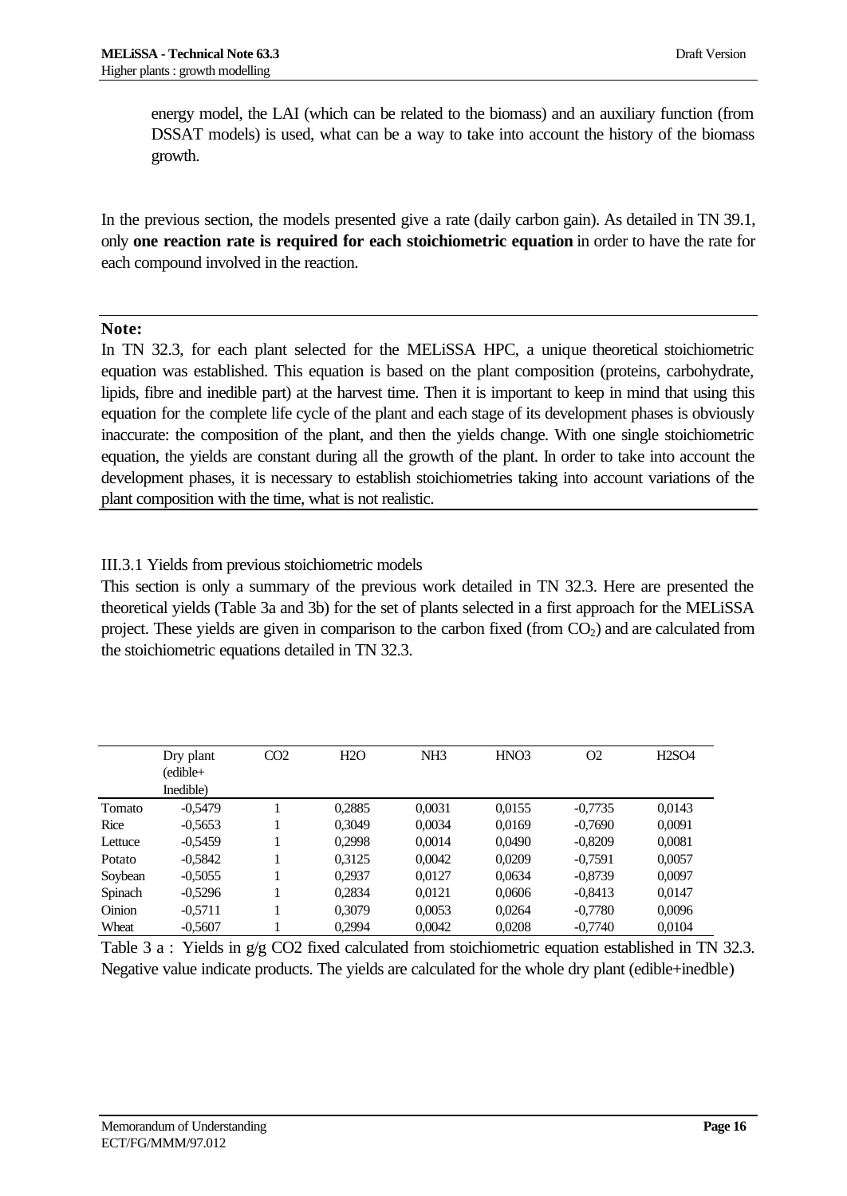energy model, the LAI (which can be related to the biomass) and an auxiliary function (from DSSAT models) is used, what can be a way to take into account the history of the biomass growth.

In the previous section, the models presented give a rate (daily carbon gain). As detailed in TN 39.1, only **one reaction rate is required for each stoichiometric equation** in order to have the rate for each compound involved in the reaction.

---

**Note:**
In TN 32.3, for each plant selected for the MELiSSA HPC, a unique theoretical stoichiometric equation was established. This equation is based on the plant composition (proteins, carbohydrate, lipids, fibre and inedible part) at the harvest time. Then it is important to keep in mind that using this equation for the complete life cycle of the plant and each stage of its development phases is obviously inaccurate: the composition of the plant, and then the yields change. With one single stoichiometric equation, the yields are constant during all the growth of the plant. In order to take into account the development phases, it is necessary to establish stoichiometries taking into account variations of the plant composition with the time, what is not realistic.

---

III.3.1 Yields from previous stoichiometric models

This section is only a summary of the previous work detailed in TN 32.3. Here are presented the theoretical yields (Table 3a and 3b) for the set of plants selected in a first approach for the MELiSSA project. These yields are given in comparison to the carbon fixed (from $CO_2$) and are calculated from the stoichiometric equations detailed in TN 32.3.

| | Dry plant (edible+ Inedible) | CO2 | H2O | NH3 | HNO3 | O2 | H2SO4 |
|---|---|---|---|---|---|---|---|
| Tomato | -0,5479 | 1 | 0,2885 | 0,0031 | 0,0155 | -0,7735 | 0,0143 |
| Rice | -0,5653 | 1 | 0,3049 | 0,0034 | 0,0169 | -0,7690 | 0,0091 |
| Lettuce | -0,5459 | 1 | 0,2998 | 0,0014 | 0,0490 | -0,8209 | 0,0081 |
| Potato | -0,5842 | 1 | 0,3125 | 0,0042 | 0,0209 | -0,7591 | 0,0057 |
| Soybean | -0,5055 | 1 | 0,2937 | 0,0127 | 0,0634 | -0,8739 | 0,0097 |
| Spinach | -0,5296 | 1 | 0,2834 | 0,0121 | 0,0606 | -0,8413 | 0,0147 |
| Oinion | -0,5711 | 1 | 0,3079 | 0,0053 | 0,0264 | -0,7780 | 0,0096 |
| Wheat | -0,5607 | 1 | 0,2994 | 0,0042 | 0,0208 | -0,7740 | 0,0104 |

Table 3 a : Yields in g/g CO2 fixed calculated from stoichiometric equation established in TN 32.3. Negative value indicate products. The yields are calculated for the whole dry plant (edible+inedble)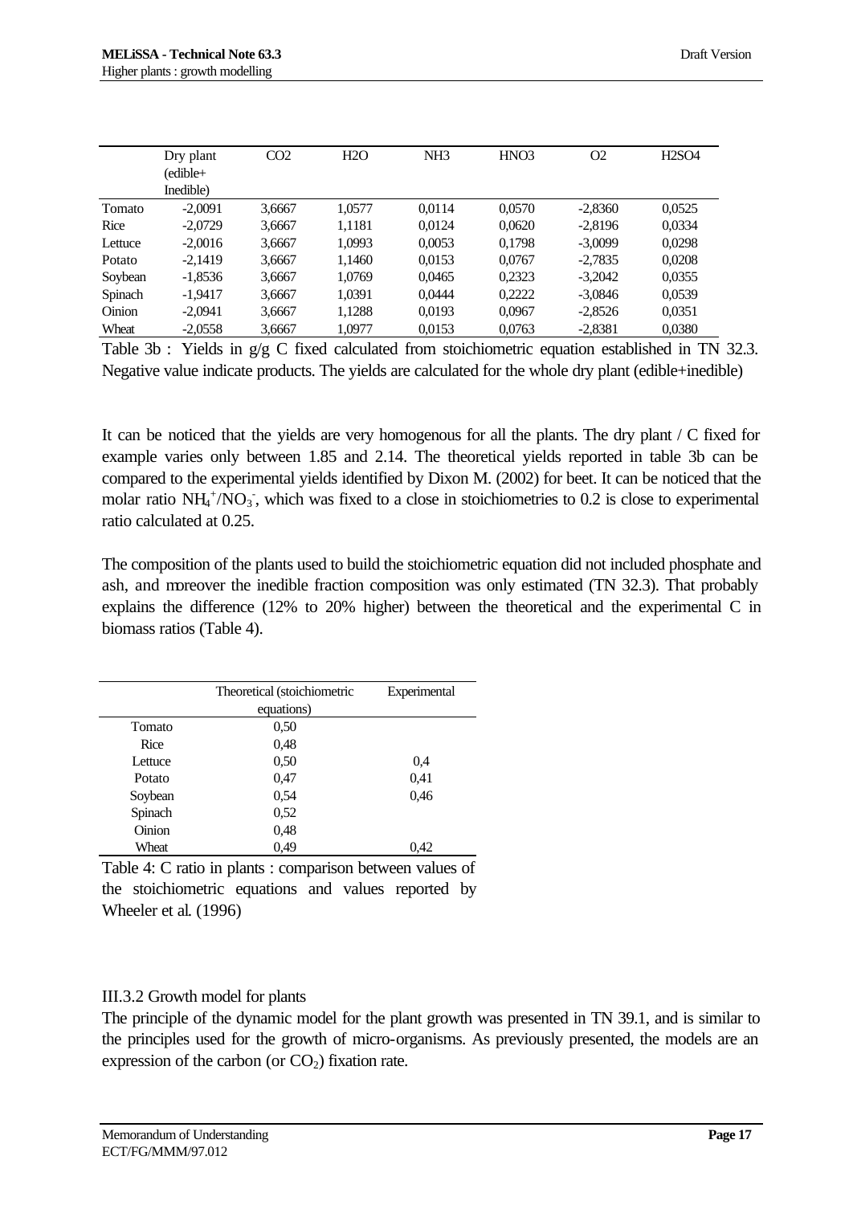|  | Dry plant (edible+ Inedible) | CO2 | H2O | NH3 | HNO3 | O2 | H2SO4 |
|---|---|---|---|---|---|---|---|
| Tomato | -2,0091 | 3,6667 | 1,0577 | 0,0114 | 0,0570 | -2,8360 | 0,0525 |
| Rice | -2,0729 | 3,6667 | 1,1181 | 0,0124 | 0,0620 | -2,8196 | 0,0334 |
| Lettuce | -2,0016 | 3,6667 | 1,0993 | 0,0053 | 0,1798 | -3,0099 | 0,0298 |
| Potato | -2,1419 | 3,6667 | 1,1460 | 0,0153 | 0,0767 | -2,7835 | 0,0208 |
| Soybean | -1,8536 | 3,6667 | 1,0769 | 0,0465 | 0,2323 | -3,2042 | 0,0355 |
| Spinach | -1,9417 | 3,6667 | 1,0391 | 0,0444 | 0,2222 | -3,0846 | 0,0539 |
| Oinion | -2,0941 | 3,6667 | 1,1288 | 0,0193 | 0,0967 | -2,8526 | 0,0351 |
| Wheat | -2,0558 | 3,6667 | 1,0977 | 0,0153 | 0,0763 | -2,8381 | 0,0380 |

Table 3b : Yields in g/g C fixed calculated from stoichiometric equation established in TN 32.3. Negative value indicate products. The yields are calculated for the whole dry plant (edible+inedible)

It can be noticed that the yields are very homogenous for all the plants. The dry plant / C fixed for example varies only between 1.85 and 2.14. The theoretical yields reported in table 3b can be compared to the experimental yields identified by Dixon M. (2002) for beet. It can be noticed that the molar ratio $NH_4^+/NO_3^-$, which was fixed to a close in stoichiometries to 0.2 is close to experimental ratio calculated at 0.25.

The composition of the plants used to build the stoichiometric equation did not included phosphate and ash, and moreover the inedible fraction composition was only estimated (TN 32.3). That probably explains the difference (12% to 20% higher) between the theoretical and the experimental C in biomass ratios (Table 4).

|  | Theoretical (stoichiometric equations) | Experimental |
|---|---|---|
| Tomato | 0,50 |  |
| Rice | 0,48 |  |
| Lettuce | 0,50 | 0,4 |
| Potato | 0,47 | 0,41 |
| Soybean | 0,54 | 0,46 |
| Spinach | 0,52 |  |
| Oinion | 0,48 |  |
| Wheat | 0,49 | 0,42 |

Table 4: C ratio in plants : comparison between values of the stoichiometric equations and values reported by Wheeler et al. (1996)

### III.3.2 Growth model for plants

The principle of the dynamic model for the plant growth was presented in TN 39.1, and is similar to the principles used for the growth of micro-organisms. As previously presented, the models are an expression of the carbon (or $CO_2$) fixation rate.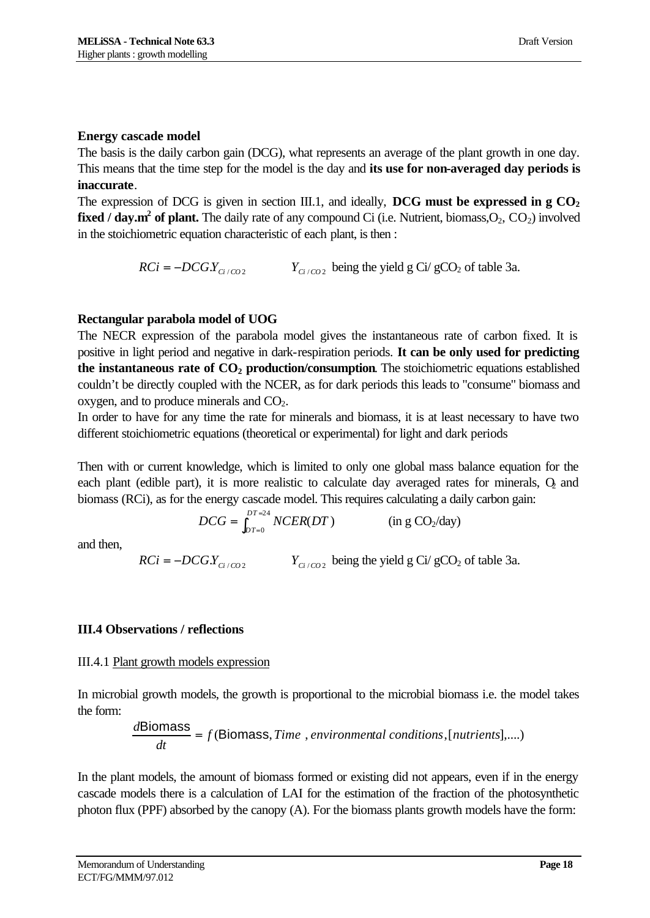**Energy cascade model**

The basis is the daily carbon gain (DCG), what represents an average of the plant growth in one day. This means that the time step for the model is the day and **its use for non-averaged day periods is inaccurate**.

The expression of DCG is given in section III.1, and ideally, **DCG must be expressed in g $CO_2$ fixed / day.m$^2$ of plant.** The daily rate of any compound Ci (i.e. Nutrient, biomass,$O_2$, $CO_2$) involved in the stoichiometric equation characteristic of each plant, is then :

$$RCi = -DCG.Y_{Ci/CO2} \qquad Y_{Ci/CO2} \text{ being the yield g Ci/ gCO}_2 \text{ of table 3a.}$$

**Rectangular parabola model of UOG**

The NECR expression of the parabola model gives the instantaneous rate of carbon fixed. It is positive in light period and negative in dark-respiration periods. **It can be only used for predicting the instantaneous rate of $CO_2$ production/consumption**. The stoichiometric equations established couldn't be directly coupled with the NCER, as for dark periods this leads to "consume" biomass and oxygen, and to produce minerals and $CO_2$.

In order to have for any time the rate for minerals and biomass, it is at least necessary to have two different stoichiometric equations (theoretical or experimental) for light and dark periods

Then with or current knowledge, which is limited to only one global mass balance equation for the each plant (edible part), it is more realistic to calculate day averaged rates for minerals, $O_2$ and biomass (RCi), as for the energy cascade model. This requires calculating a daily carbon gain:

$$DCG = \int_{DT=0}^{DT=24} NCER(DT) \qquad \text{(in g CO}_2\text{/day)}$$

and then,

$$RCi = -DCG.Y_{Ci/CO2} \qquad Y_{Ci/CO2} \text{ being the yield g Ci/ gCO}_2 \text{ of table 3a.}$$

## III.4 Observations / reflections

III.4.1 Plant growth models expression

In microbial growth models, the growth is proportional to the microbial biomass i.e. the model takes the form:

$$\frac{d\text{Biomass}}{dt} = f(\text{Biomass}, Time\ , environmental\ conditions, [nutrients], ....)$$

In the plant models, the amount of biomass formed or existing did not appears, even if in the energy cascade models there is a calculation of LAI for the estimation of the fraction of the photosynthetic photon flux (PPF) absorbed by the canopy (A). For the biomass plants growth models have the form: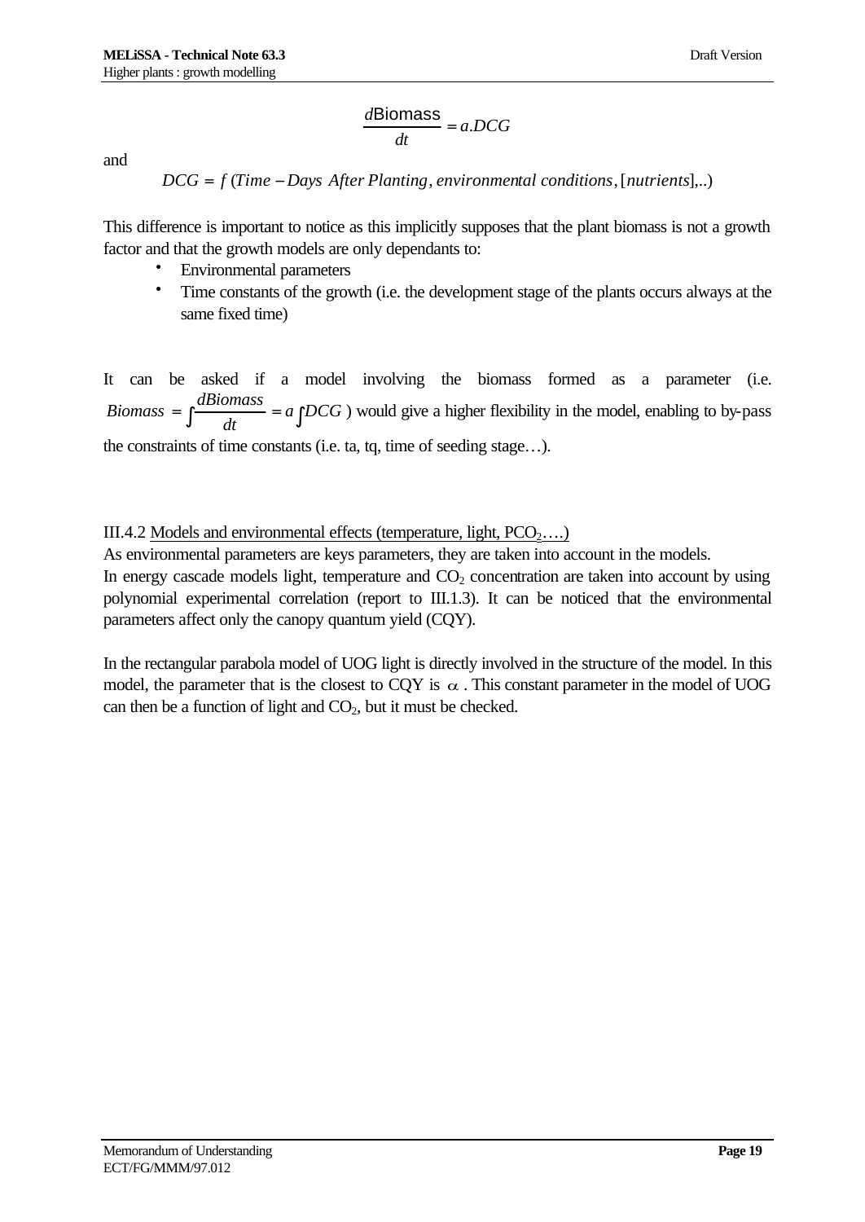$$\frac{d\text{Biomass}}{dt} = a.DCG$$

and

$$DCG = f\,(Time - Days\ After\ Planting, environmental\ conditions, [nutrients],..)$$

This difference is important to notice as this implicitly supposes that the plant biomass is not a growth factor and that the growth models are only dependants to:

- Environmental parameters
- Time constants of the growth (i.e. the development stage of the plants occurs always at the same fixed time)

It can be asked if a model involving the biomass formed as a parameter (i.e. $Biomass = \int \frac{dBiomass}{dt} = a \int DCG$ ) would give a higher flexibility in the model, enabling to by-pass the constraints of time constants (i.e. ta, tq, time of seeding stage…).

III.4.2 Models and environmental effects (temperature, light, $PCO_2$….)

As environmental parameters are keys parameters, they are taken into account in the models.

In energy cascade models light, temperature and $CO_2$ concentration are taken into account by using polynomial experimental correlation (report to III.1.3). It can be noticed that the environmental parameters affect only the canopy quantum yield (CQY).

In the rectangular parabola model of UOG light is directly involved in the structure of the model. In this model, the parameter that is the closest to CQY is $\alpha$ . This constant parameter in the model of UOG can then be a function of light and $CO_2$, but it must be checked.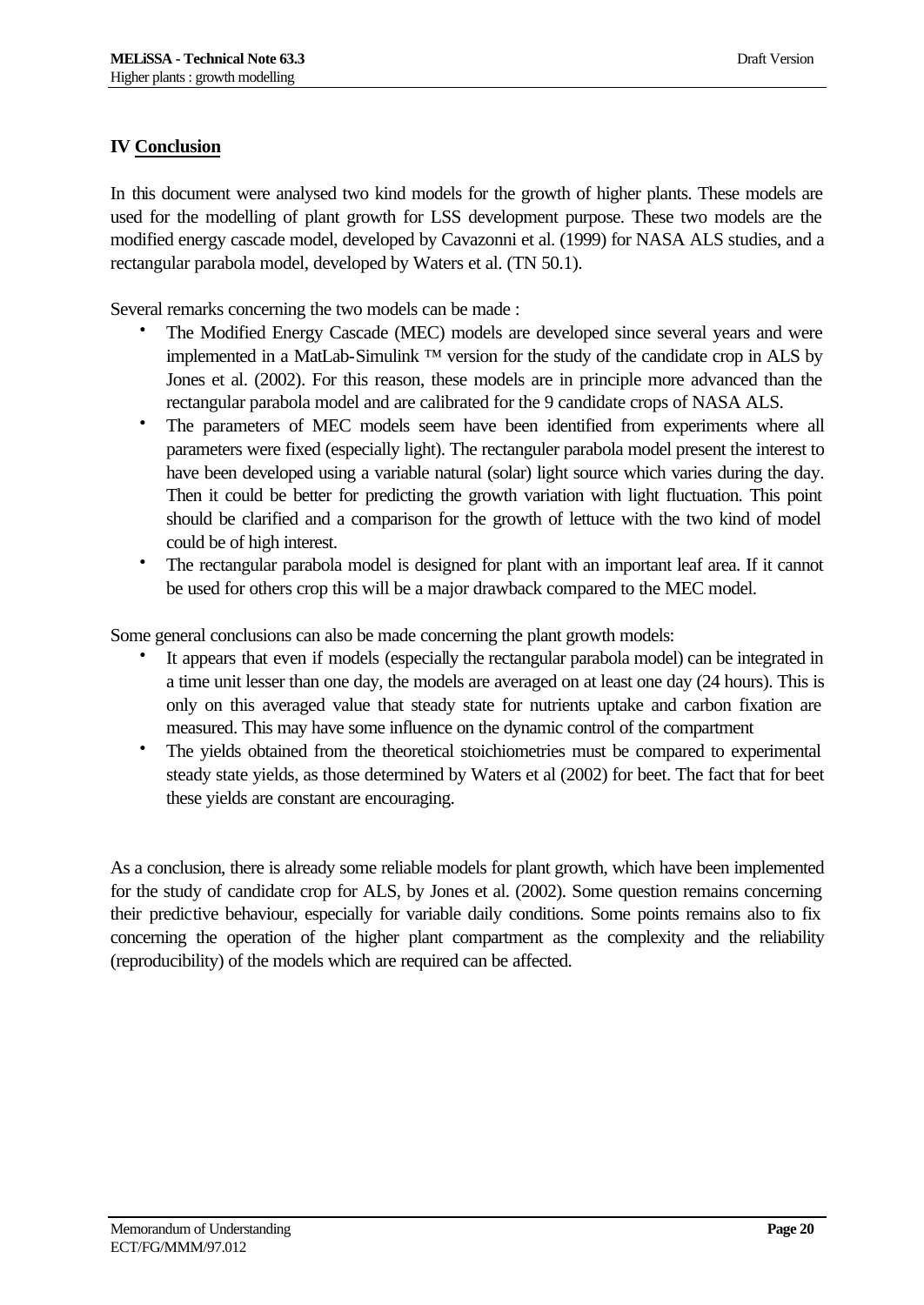# IV Conclusion

In this document were analysed two kind models for the growth of higher plants. These models are used for the modelling of plant growth for LSS development purpose. These two models are the modified energy cascade model, developed by Cavazonni et al. (1999) for NASA ALS studies, and a rectangular parabola model, developed by Waters et al. (TN 50.1).

Several remarks concerning the two models can be made :

- The Modified Energy Cascade (MEC) models are developed since several years and were implemented in a MatLab-Simulink ™ version for the study of the candidate crop in ALS by Jones et al. (2002). For this reason, these models are in principle more advanced than the rectangular parabola model and are calibrated for the 9 candidate crops of NASA ALS.
- The parameters of MEC models seem have been identified from experiments where all parameters were fixed (especially light). The rectanguler parabola model present the interest to have been developed using a variable natural (solar) light source which varies during the day. Then it could be better for predicting the growth variation with light fluctuation. This point should be clarified and a comparison for the growth of lettuce with the two kind of model could be of high interest.
- The rectangular parabola model is designed for plant with an important leaf area. If it cannot be used for others crop this will be a major drawback compared to the MEC model.

Some general conclusions can also be made concerning the plant growth models:

- It appears that even if models (especially the rectangular parabola model) can be integrated in a time unit lesser than one day, the models are averaged on at least one day (24 hours). This is only on this averaged value that steady state for nutrients uptake and carbon fixation are measured. This may have some influence on the dynamic control of the compartment
- The yields obtained from the theoretical stoichiometries must be compared to experimental steady state yields, as those determined by Waters et al (2002) for beet. The fact that for beet these yields are constant are encouraging.

As a conclusion, there is already some reliable models for plant growth, which have been implemented for the study of candidate crop for ALS, by Jones et al. (2002). Some question remains concerning their predictive behaviour, especially for variable daily conditions. Some points remains also to fix concerning the operation of the higher plant compartment as the complexity and the reliability (reproducibility) of the models which are required can be affected.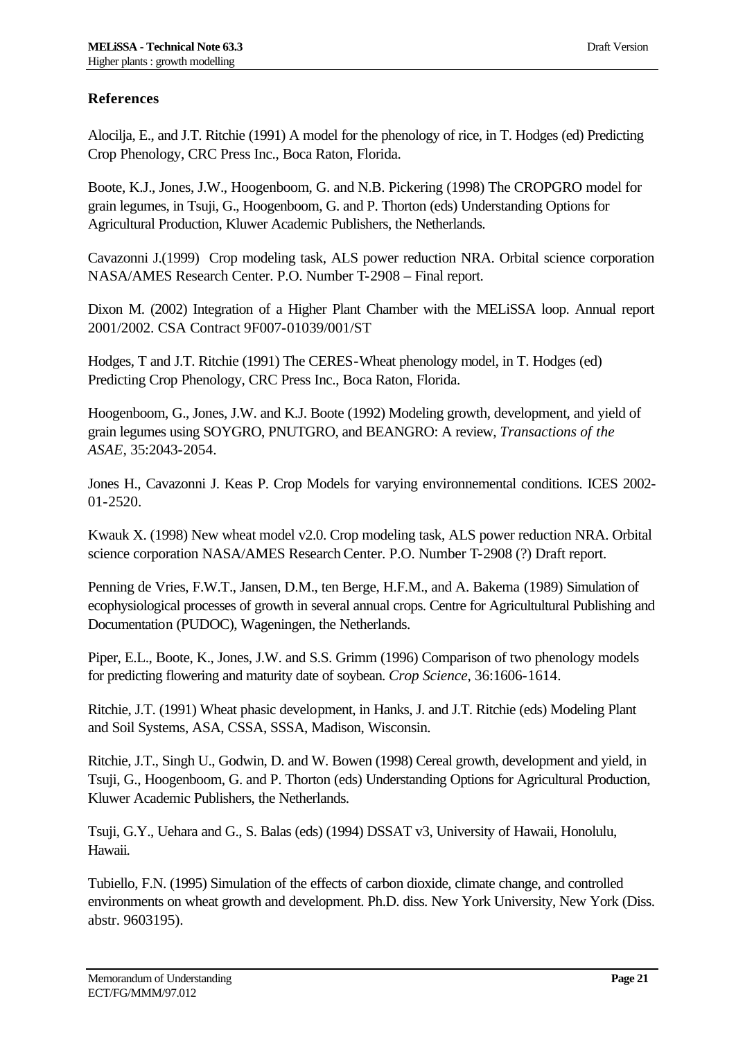## References

Alocilja, E., and J.T. Ritchie (1991) A model for the phenology of rice, in T. Hodges (ed) Predicting Crop Phenology, CRC Press Inc., Boca Raton, Florida.

Boote, K.J., Jones, J.W., Hoogenboom, G. and N.B. Pickering (1998) The CROPGRO model for grain legumes, in Tsuji, G., Hoogenboom, G. and P. Thorton (eds) Understanding Options for Agricultural Production, Kluwer Academic Publishers, the Netherlands.

Cavazonni J.(1999) Crop modeling task, ALS power reduction NRA. Orbital science corporation NASA/AMES Research Center. P.O. Number T-2908 – Final report.

Dixon M. (2002) Integration of a Higher Plant Chamber with the MELiSSA loop. Annual report 2001/2002. CSA Contract 9F007-01039/001/ST

Hodges, T and J.T. Ritchie (1991) The CERES-Wheat phenology model, in T. Hodges (ed) Predicting Crop Phenology, CRC Press Inc., Boca Raton, Florida.

Hoogenboom, G., Jones, J.W. and K.J. Boote (1992) Modeling growth, development, and yield of grain legumes using SOYGRO, PNUTGRO, and BEANGRO: A review, *Transactions of the ASAE*, 35:2043-2054.

Jones H., Cavazonni J. Keas P. Crop Models for varying environnemental conditions. ICES 2002-01-2520.

Kwauk X. (1998) New wheat model v2.0. Crop modeling task, ALS power reduction NRA. Orbital science corporation NASA/AMES Research Center. P.O. Number T-2908 (?) Draft report.

Penning de Vries, F.W.T., Jansen, D.M., ten Berge, H.F.M., and A. Bakema (1989) Simulation of ecophysiological processes of growth in several annual crops. Centre for Agricultultural Publishing and Documentation (PUDOC), Wageningen, the Netherlands.

Piper, E.L., Boote, K., Jones, J.W. and S.S. Grimm (1996) Comparison of two phenology models for predicting flowering and maturity date of soybean. *Crop Science*, 36:1606-1614.

Ritchie, J.T. (1991) Wheat phasic development, in Hanks, J. and J.T. Ritchie (eds) Modeling Plant and Soil Systems, ASA, CSSA, SSSA, Madison, Wisconsin.

Ritchie, J.T., Singh U., Godwin, D. and W. Bowen (1998) Cereal growth, development and yield, in Tsuji, G., Hoogenboom, G. and P. Thorton (eds) Understanding Options for Agricultural Production, Kluwer Academic Publishers, the Netherlands.

Tsuji, G.Y., Uehara and G., S. Balas (eds) (1994) DSSAT v3, University of Hawaii, Honolulu, Hawaii.

Tubiello, F.N. (1995) Simulation of the effects of carbon dioxide, climate change, and controlled environments on wheat growth and development. Ph.D. diss. New York University, New York (Diss. abstr. 9603195).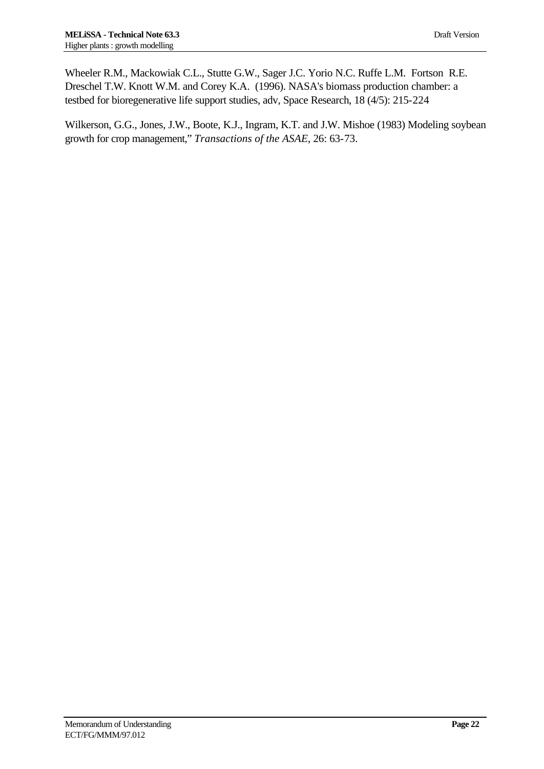Wheeler R.M., Mackowiak C.L., Stutte G.W., Sager J.C. Yorio N.C. Ruffe L.M.  Fortson  R.E. Dreschel T.W. Knott W.M. and Corey K.A.  (1996). NASA's biomass production chamber: a testbed for bioregenerative life support studies, adv, Space Research, 18 (4/5): 215-224

Wilkerson, G.G., Jones, J.W., Boote, K.J., Ingram, K.T. and J.W. Mishoe (1983) Modeling soybean growth for crop management," *Transactions of the ASAE*, 26: 63-73.